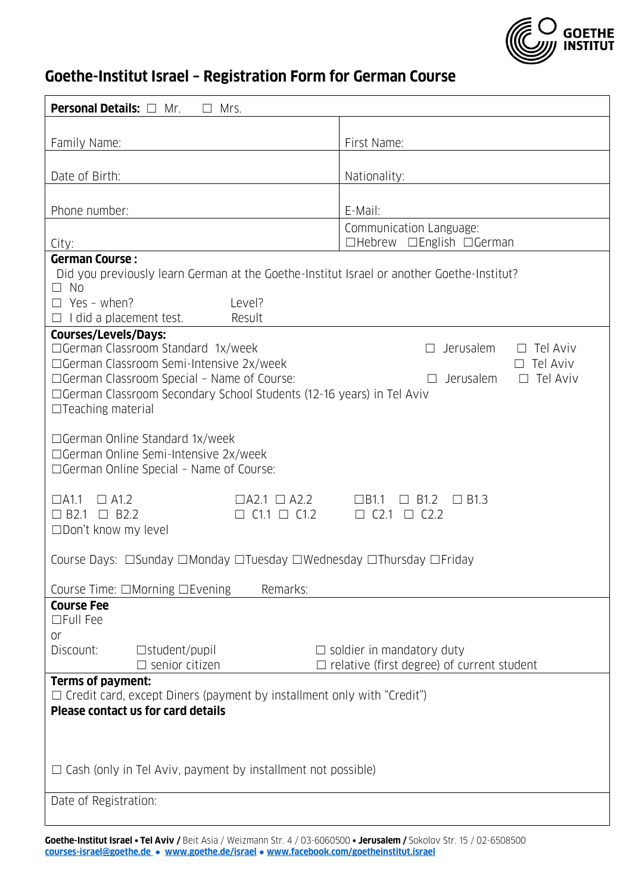# Goethe-Institut Israel – Registration Form for German Course

**Personal Details:** ☐ Mr. ☐ Mrs.

| | |
|---|---|
| Family Name: | First Name: |
| Date of Birth: | Nationality: |
| Phone number: | E-Mail: |
| City: | Communication Language: ☐Hebrew ☐English ☐German |

**German Course :**

Did you previously learn German at the Goethe-Institut Israel or another Goethe-Institut?

☐ No

☐ Yes – when? Level?

☐ I did a placement test. Result

**Courses/Levels/Days:**

☐German Classroom Standard 1x/week ☐ Jerusalem ☐ Tel Aviv

☐German Classroom Semi-Intensive 2x/week ☐ Tel Aviv

☐German Classroom Special – Name of Course: ☐ Jerusalem ☐ Tel Aviv

☐German Classroom Secondary School Students (12-16 years) in Tel Aviv

☐Teaching material

☐German Online Standard 1x/week

☐German Online Semi-Intensive 2x/week

☐German Online Special – Name of Course:

☐A1.1 ☐ A1.2 ☐A2.1 ☐ A2.2 ☐B1.1 ☐ B1.2 ☐ B1.3

☐ B2.1 ☐ B2.2 ☐ C1.1 ☐ C1.2 ☐ C2.1 ☐ C2.2

☐Don't know my level

Course Days: ☐Sunday ☐Monday ☐Tuesday ☐Wednesday ☐Thursday ☐Friday

Course Time: ☐Morning ☐Evening Remarks:

**Course Fee**

☐Full Fee

or

Discount: ☐student/pupil ☐ soldier in mandatory duty

☐ senior citizen ☐ relative (first degree) of current student

**Terms of payment:**

☐ Credit card, except Diners (payment by installment only with "Credit")

**Please contact us for card details**

☐ Cash (only in Tel Aviv, payment by installment not possible)

Date of Registration:

**Goethe-Institut Israel • Tel Aviv /** Beit Asia / Weizmann Str. 4 / 03-6060500 **• Jerusalem /** Sokolov Str. 15 / 02-6508500

courses-israel@goethe.de • www.goethe.de/israel • www.facebook.com/goetheinstitut.israel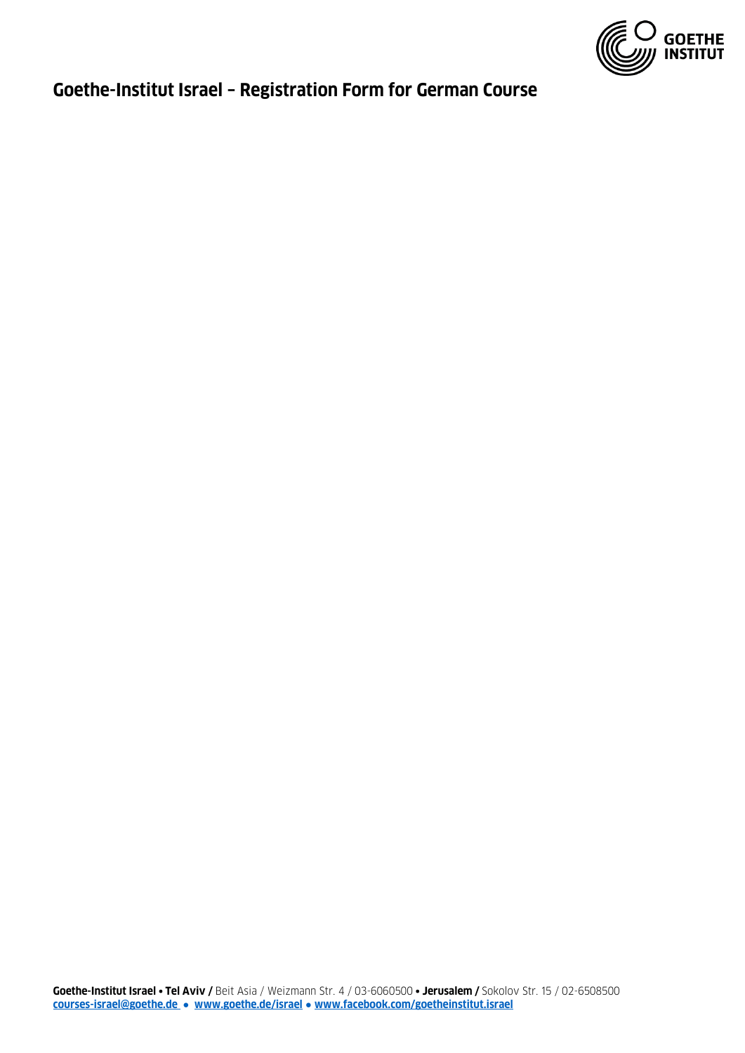# Goethe-Institut Israel – Registration Form for German Course